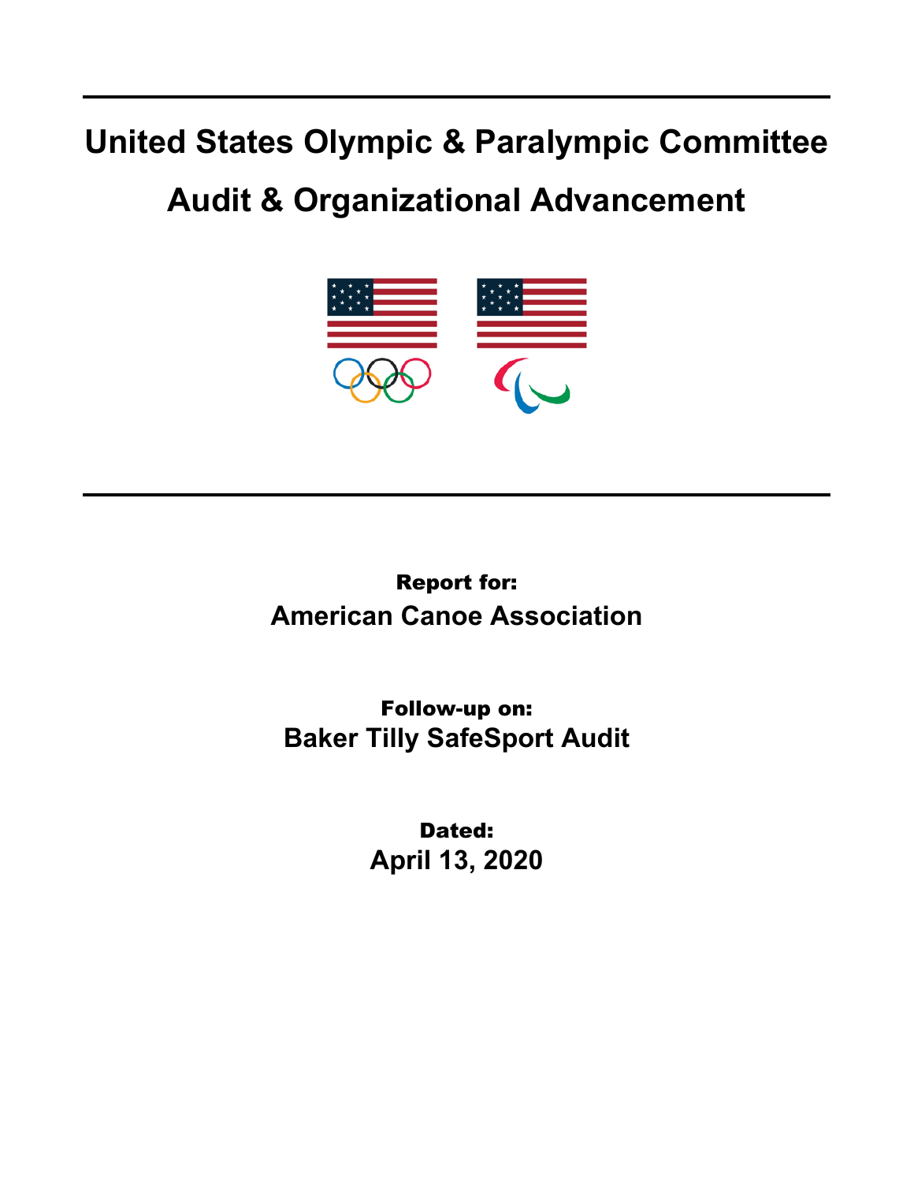# United States Olympic & Paralympic Committee

# Audit & Organizational Advancement

**Report for:**

**American Canoe Association**

**Follow-up on:**

**Baker Tilly SafeSport Audit**

**Dated:**

**April 13, 2020**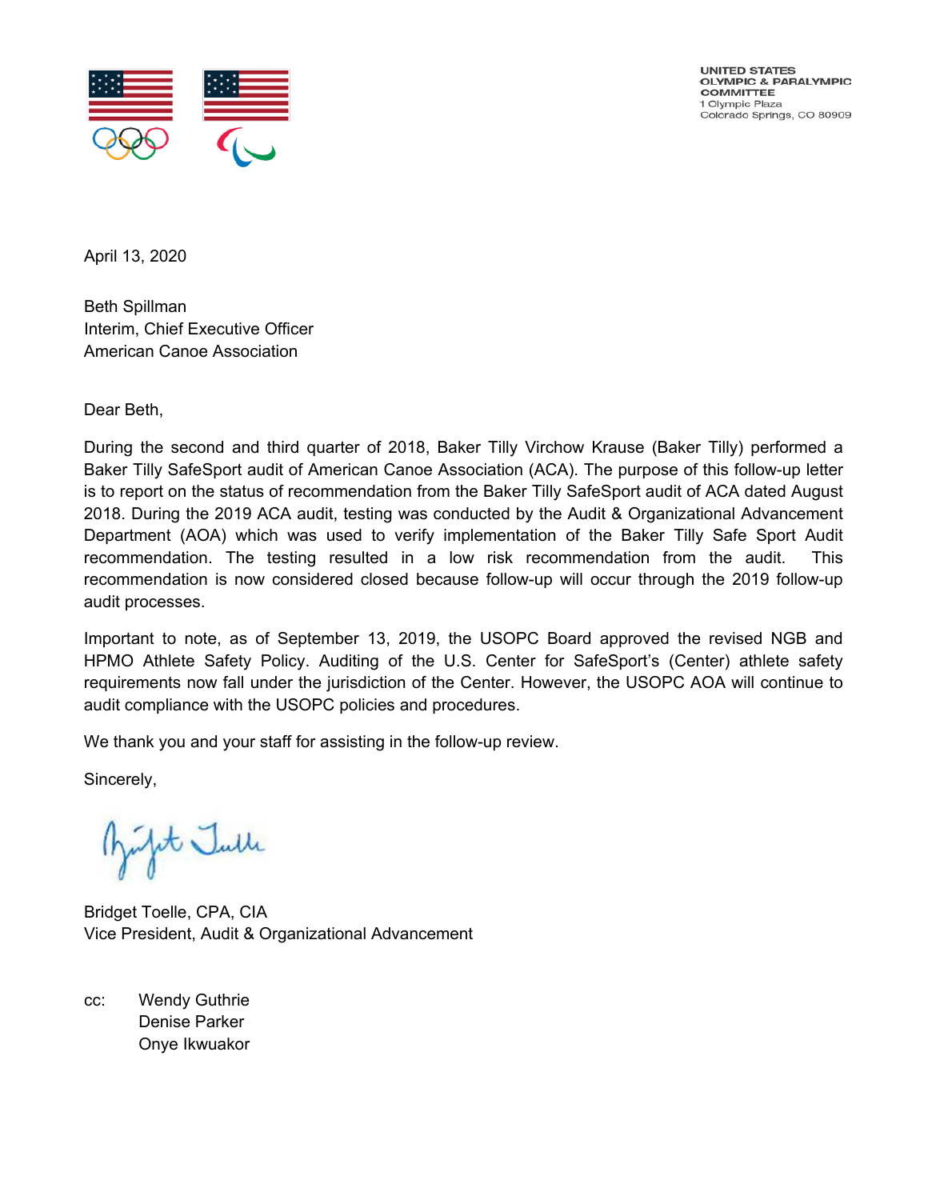UNITED STATES
OLYMPIC & PARALYMPIC
COMMITTEE
1 Olympic Plaza
Colorado Springs, CO 80909

April 13, 2020

Beth Spillman
Interim, Chief Executive Officer
American Canoe Association

Dear Beth,

During the second and third quarter of 2018, Baker Tilly Virchow Krause (Baker Tilly) performed a Baker Tilly SafeSport audit of American Canoe Association (ACA). The purpose of this follow-up letter is to report on the status of recommendation from the Baker Tilly SafeSport audit of ACA dated August 2018. During the 2019 ACA audit, testing was conducted by the Audit & Organizational Advancement Department (AOA) which was used to verify implementation of the Baker Tilly Safe Sport Audit recommendation. The testing resulted in a low risk recommendation from the audit. This recommendation is now considered closed because follow-up will occur through the 2019 follow-up audit processes.

Important to note, as of September 13, 2019, the USOPC Board approved the revised NGB and HPMO Athlete Safety Policy. Auditing of the U.S. Center for SafeSport's (Center) athlete safety requirements now fall under the jurisdiction of the Center. However, the USOPC AOA will continue to audit compliance with the USOPC policies and procedures.

We thank you and your staff for assisting in the follow-up review.

Sincerely,

Bridget Toelle, CPA, CIA
Vice President, Audit & Organizational Advancement

cc: Wendy Guthrie
Denise Parker
Onye Ikwuakor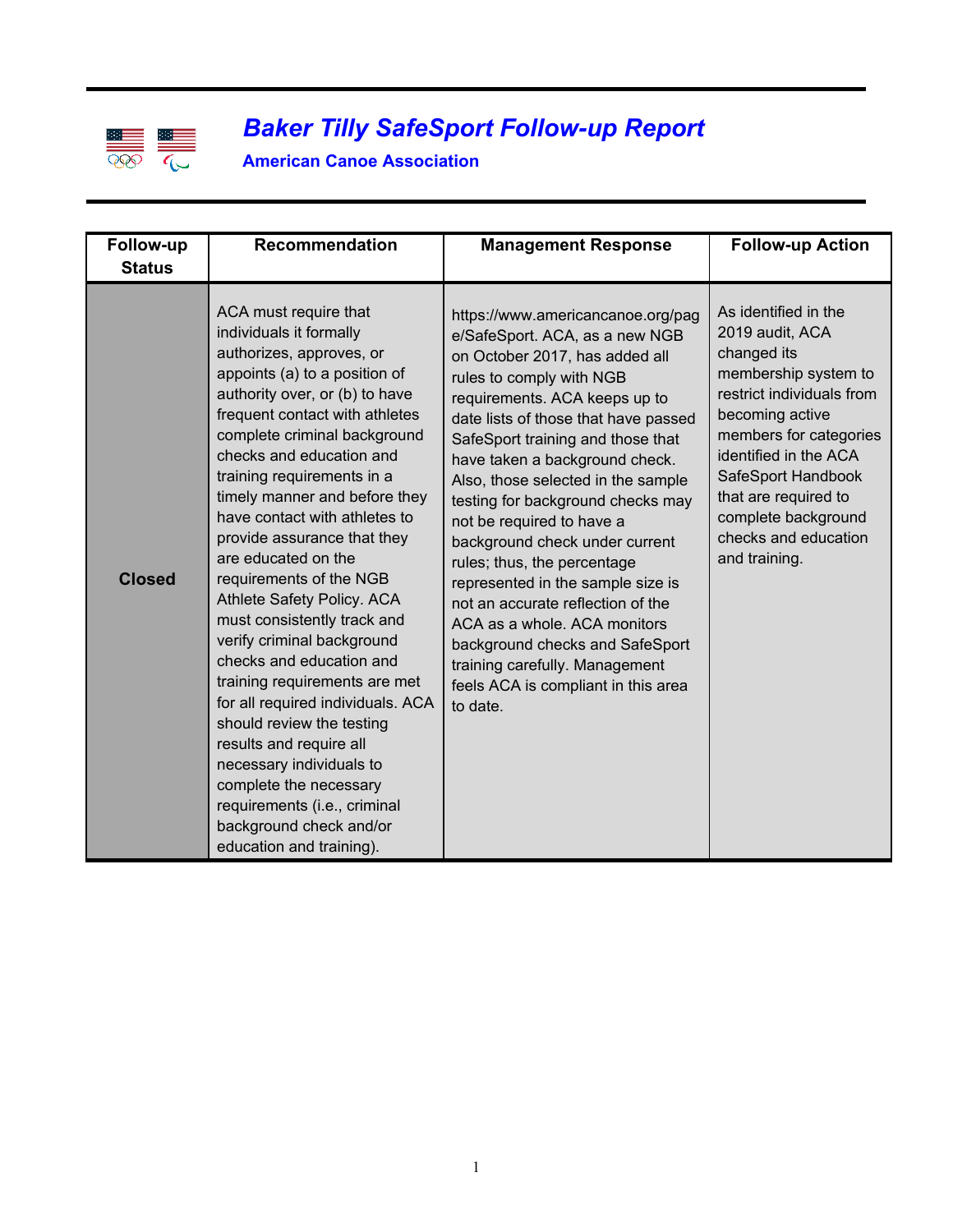# Baker Tilly SafeSport Follow-up Report

## American Canoe Association

| Follow-up Status | Recommendation | Management Response | Follow-up Action |
|---|---|---|---|
| Closed | ACA must require that individuals it formally authorizes, approves, or appoints (a) to a position of authority over, or (b) to have frequent contact with athletes complete criminal background checks and education and training requirements in a timely manner and before they have contact with athletes to provide assurance that they are educated on the requirements of the NGB Athlete Safety Policy. ACA must consistently track and verify criminal background checks and education and training requirements are met for all required individuals. ACA should review the testing results and require all necessary individuals to complete the necessary requirements (i.e., criminal background check and/or education and training). | https://www.americancanoe.org/page/SafeSport. ACA, as a new NGB on October 2017, has added all rules to comply with NGB requirements. ACA keeps up to date lists of those that have passed SafeSport training and those that have taken a background check. Also, those selected in the sample testing for background checks may not be required to have a background check under current rules; thus, the percentage represented in the sample size is not an accurate reflection of the ACA as a whole. ACA monitors background checks and SafeSport training carefully. Management feels ACA is compliant in this area to date. | As identified in the 2019 audit, ACA changed its membership system to restrict individuals from becoming active members for categories identified in the ACA SafeSport Handbook that are required to complete background checks and education and training. |